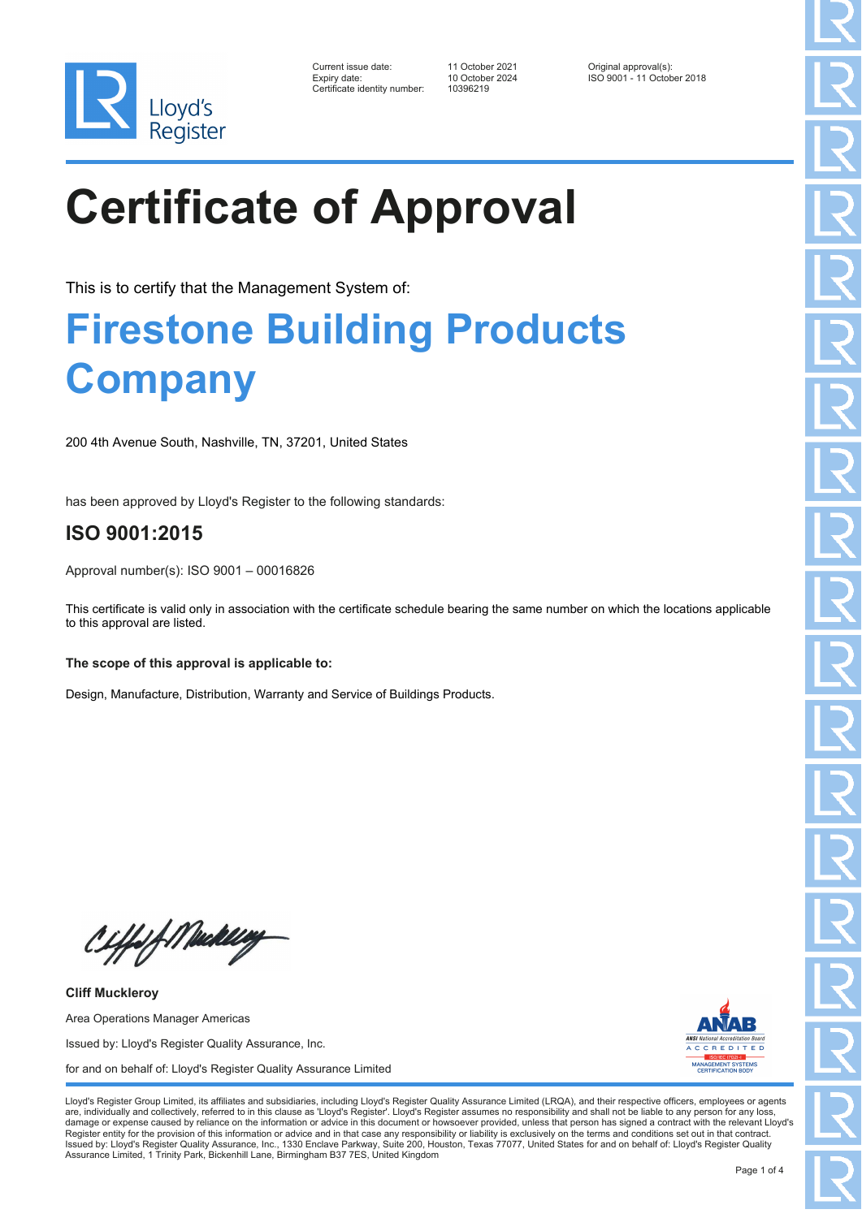Lloyd's Register

| | | |
|---|---|---|
| Current issue date: | 11 October 2021 | Original approval(s): |
| Expiry date: | 10 October 2024 | ISO 9001 - 11 October 2018 |
| Certificate identity number: | 10396219 | |

# Certificate of Approval

This is to certify that the Management System of:

## Firestone Building Products Company

200 4th Avenue South, Nashville, TN, 37201, United States

has been approved by Lloyd's Register to the following standards:

### ISO 9001:2015

Approval number(s): ISO 9001 – 00016826

This certificate is valid only in association with the certificate schedule bearing the same number on which the locations applicable to this approval are listed.

**The scope of this approval is applicable to:**

Design, Manufacture, Distribution, Warranty and Service of Buildings Products.

**Cliff Muckleroy**

Area Operations Manager Americas

Issued by: Lloyd's Register Quality Assurance, Inc.

for and on behalf of: Lloyd's Register Quality Assurance Limited

ANAB ANSI National Accreditation Board ACCREDITED ISO/IEC 17021-1 MANAGEMENT SYSTEMS CERTIFICATION BODY

Lloyd's Register Group Limited, its affiliates and subsidiaries, including Lloyd's Register Quality Assurance Limited (LRQA), and their respective officers, employees or agents are, individually and collectively, referred to in this clause as 'Lloyd's Register'. Lloyd's Register assumes no responsibility and shall not be liable to any person for any loss, damage or expense caused by reliance on the information or advice in this document or howsoever provided, unless that person has signed a contract with the relevant Lloyd's Register entity for the provision of this information or advice and in that case any responsibility or liability is exclusively on the terms and conditions set out in that contract. Issued by: Lloyd's Register Quality Assurance, Inc., 1330 Enclave Parkway, Suite 200, Houston, Texas 77077, United States for and on behalf of: Lloyd's Register Quality Assurance Limited, 1 Trinity Park, Bickenhill Lane, Birmingham B37 7ES, United Kingdom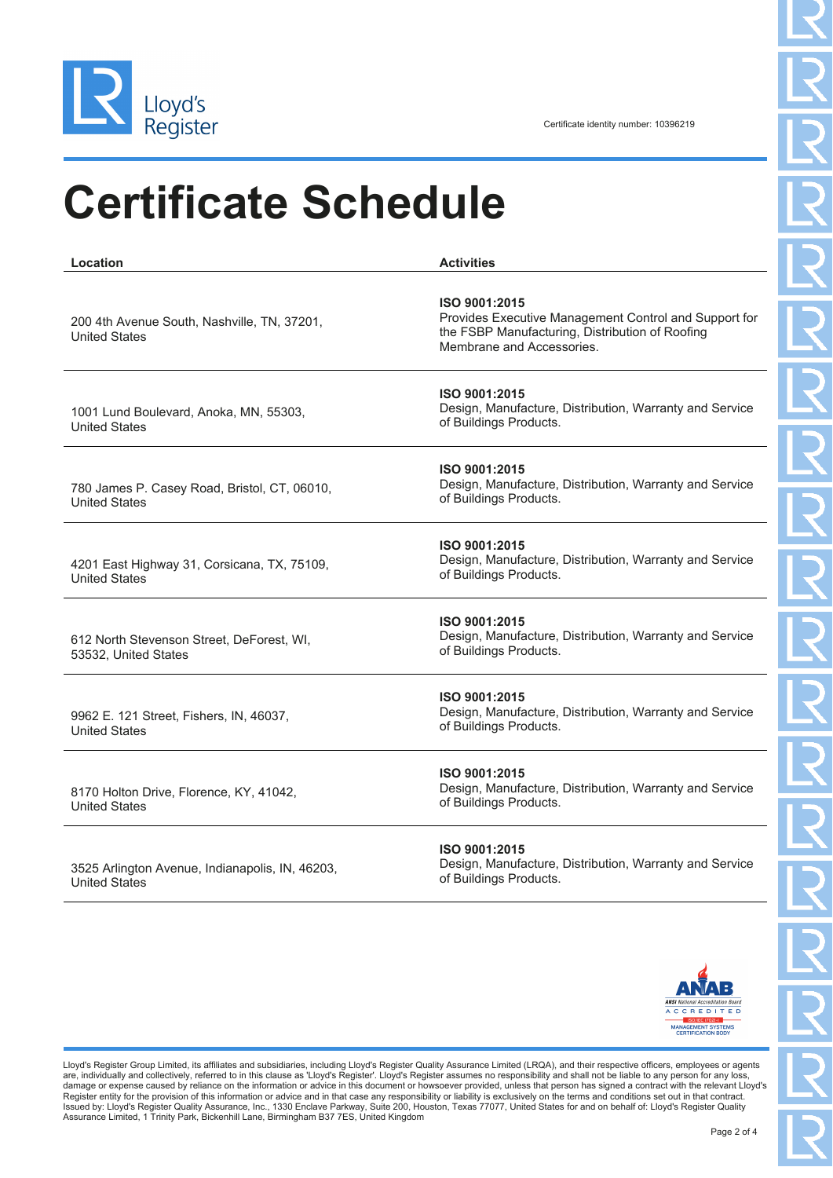Lloyd's Register

Certificate identity number: 10396219

# Certificate Schedule

| Location | Activities |
|---|---|
| 200 4th Avenue South, Nashville, TN, 37201, United States | **ISO 9001:2015** Provides Executive Management Control and Support for the FSBP Manufacturing, Distribution of Roofing Membrane and Accessories. |
| 1001 Lund Boulevard, Anoka, MN, 55303, United States | **ISO 9001:2015** Design, Manufacture, Distribution, Warranty and Service of Buildings Products. |
| 780 James P. Casey Road, Bristol, CT, 06010, United States | **ISO 9001:2015** Design, Manufacture, Distribution, Warranty and Service of Buildings Products. |
| 4201 East Highway 31, Corsicana, TX, 75109, United States | **ISO 9001:2015** Design, Manufacture, Distribution, Warranty and Service of Buildings Products. |
| 612 North Stevenson Street, DeForest, WI, 53532, United States | **ISO 9001:2015** Design, Manufacture, Distribution, Warranty and Service of Buildings Products. |
| 9962 E. 121 Street, Fishers, IN, 46037, United States | **ISO 9001:2015** Design, Manufacture, Distribution, Warranty and Service of Buildings Products. |
| 8170 Holton Drive, Florence, KY, 41042, United States | **ISO 9001:2015** Design, Manufacture, Distribution, Warranty and Service of Buildings Products. |
| 3525 Arlington Avenue, Indianapolis, IN, 46203, United States | **ISO 9001:2015** Design, Manufacture, Distribution, Warranty and Service of Buildings Products. |

ANAB ANSI National Accreditation Board ACCREDITED ISO/IEC 17021-1 MANAGEMENT SYSTEMS CERTIFICATION BODY

Lloyd's Register Group Limited, its affiliates and subsidiaries, including Lloyd's Register Quality Assurance Limited (LRQA), and their respective officers, employees or agents are, individually and collectively, referred to in this clause as 'Lloyd's Register'. Lloyd's Register assumes no responsibility and shall not be liable to any person for any loss, damage or expense caused by reliance on the information or advice in this document or howsoever provided, unless that person has signed a contract with the relevant Lloyd's Register entity for the provision of this information or advice and in that case any responsibility or liability is exclusively on the terms and conditions set out in that contract. Issued by: Lloyd's Register Quality Assurance, Inc., 1330 Enclave Parkway, Suite 200, Houston, Texas 77077, United States for and on behalf of: Lloyd's Register Quality Assurance Limited, 1 Trinity Park, Bickenhill Lane, Birmingham B37 7ES, United Kingdom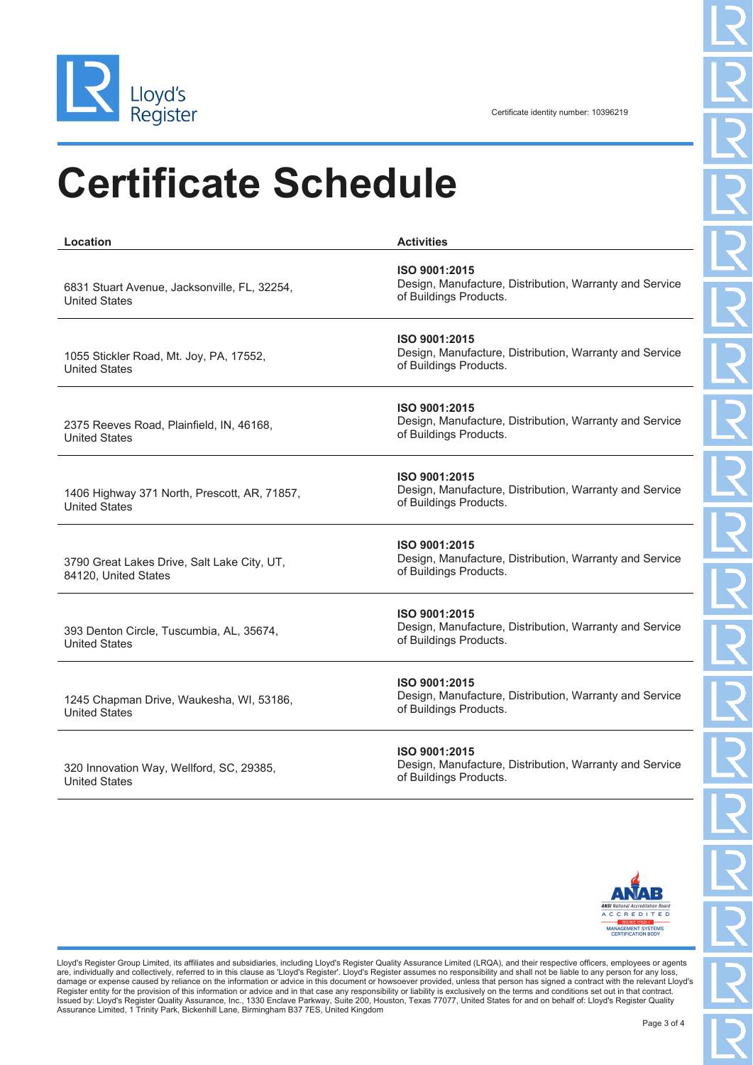Certificate identity number: 10396219

# Certificate Schedule

| Location | Activities |
| --- | --- |
| 6831 Stuart Avenue, Jacksonville, FL, 32254, United States | **ISO 9001:2015** Design, Manufacture, Distribution, Warranty and Service of Buildings Products. |
| 1055 Stickler Road, Mt. Joy, PA, 17552, United States | **ISO 9001:2015** Design, Manufacture, Distribution, Warranty and Service of Buildings Products. |
| 2375 Reeves Road, Plainfield, IN, 46168, United States | **ISO 9001:2015** Design, Manufacture, Distribution, Warranty and Service of Buildings Products. |
| 1406 Highway 371 North, Prescott, AR, 71857, United States | **ISO 9001:2015** Design, Manufacture, Distribution, Warranty and Service of Buildings Products. |
| 3790 Great Lakes Drive, Salt Lake City, UT, 84120, United States | **ISO 9001:2015** Design, Manufacture, Distribution, Warranty and Service of Buildings Products. |
| 393 Denton Circle, Tuscumbia, AL, 35674, United States | **ISO 9001:2015** Design, Manufacture, Distribution, Warranty and Service of Buildings Products. |
| 1245 Chapman Drive, Waukesha, WI, 53186, United States | **ISO 9001:2015** Design, Manufacture, Distribution, Warranty and Service of Buildings Products. |
| 320 Innovation Way, Wellford, SC, 29385, United States | **ISO 9001:2015** Design, Manufacture, Distribution, Warranty and Service of Buildings Products. |

Lloyd's Register Group Limited, its affiliates and subsidiaries, including Lloyd's Register Quality Assurance Limited (LRQA), and their respective officers, employees or agents are, individually and collectively, referred to in this clause as 'Lloyd's Register'. Lloyd's Register assumes no responsibility and shall not be liable to any person for any loss, damage or expense caused by reliance on the information or advice in this document or howsoever provided, unless that person has signed a contract with the relevant Lloyd's Register entity for the provision of this information or advice and in that case any responsibility or liability is exclusively on the terms and conditions set out in that contract.
Issued by: Lloyd's Register Quality Assurance, Inc., 1330 Enclave Parkway, Suite 200, Houston, Texas 77077, United States for and on behalf of: Lloyd's Register Quality Assurance Limited, 1 Trinity Park, Bickenhill Lane, Birmingham B37 7ES, United Kingdom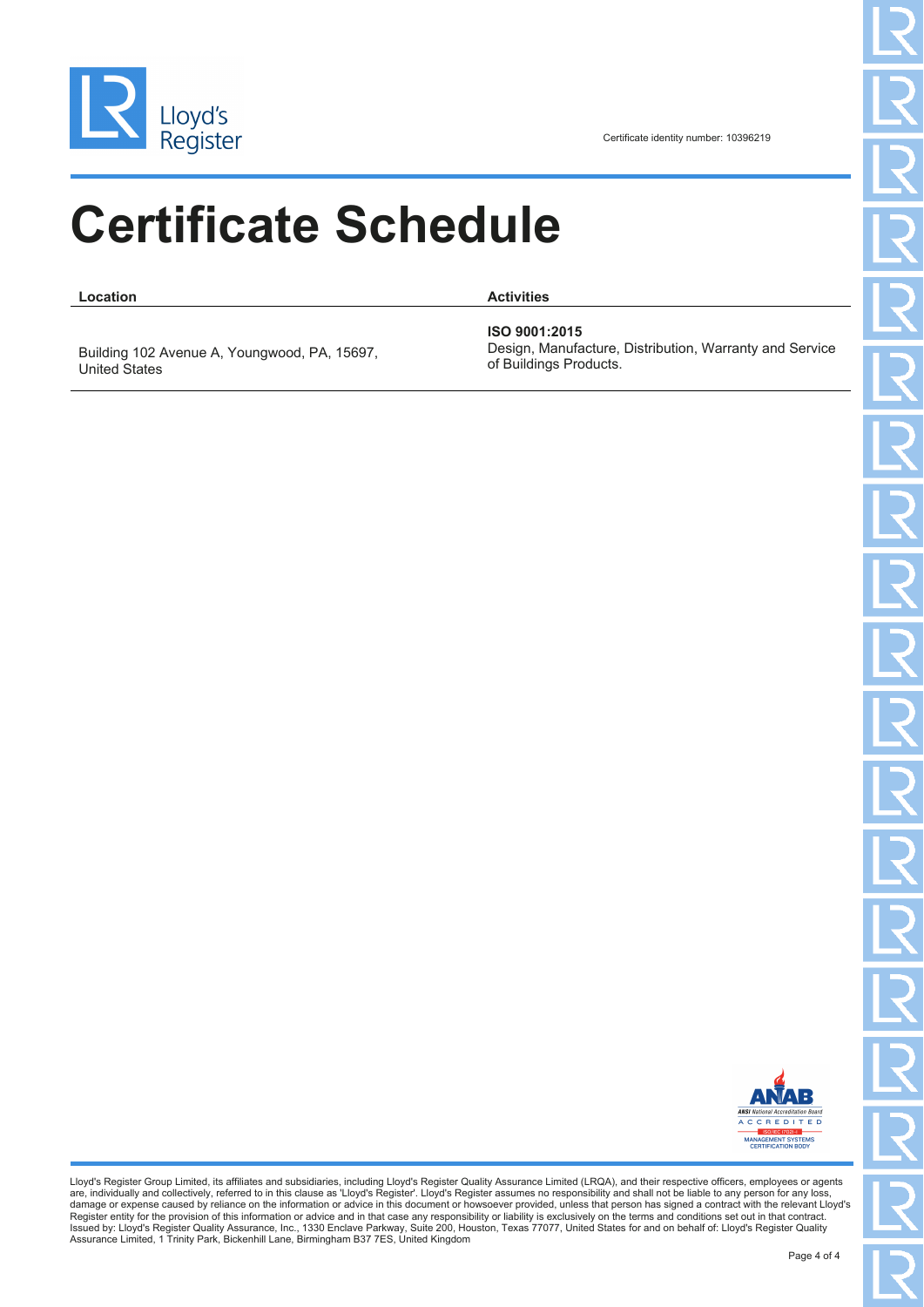Certificate identity number: 10396219

# Certificate Schedule

| Location | Activities |
| --- | --- |
| Building 102 Avenue A, Youngwood, PA, 15697, United States | **ISO 9001:2015**<br>Design, Manufacture, Distribution, Warranty and Service of Buildings Products. |

Lloyd's Register Group Limited, its affiliates and subsidiaries, including Lloyd's Register Quality Assurance Limited (LRQA), and their respective officers, employees or agents are, individually and collectively, referred to in this clause as 'Lloyd's Register'. Lloyd's Register assumes no responsibility and shall not be liable to any person for any loss, damage or expense caused by reliance on the information or advice in this document or howsoever provided, unless that person has signed a contract with the relevant Lloyd's Register entity for the provision of this information or advice and in that case any responsibility or liability is exclusively on the terms and conditions set out in that contract.
Issued by: Lloyd's Register Quality Assurance, Inc., 1330 Enclave Parkway, Suite 200, Houston, Texas 77077, United States for and on behalf of: Lloyd's Register Quality Assurance Limited, 1 Trinity Park, Bickenhill Lane, Birmingham B37 7ES, United Kingdom